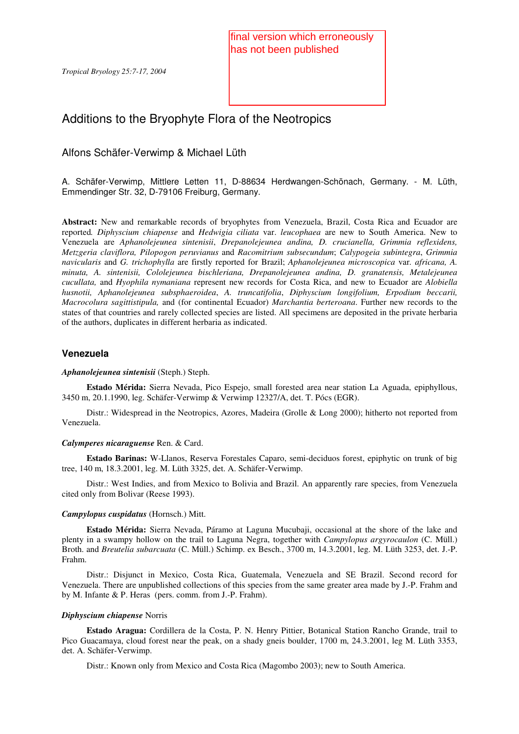final version which erroneously has not been published

Tropical Bryology 25:7-17, 2004

# Additions to the Bryophyte Flora of the Neotropics

Alfons Schäfer-Verwimp & Michael Lüth

A. Schäfer-Verwimp, Mittlere Letten 11, D-88634 Herdwangen-Schönach, Germany. - M. Lüth, Emmendinger Str. 32, D-79106 Freiburg, Germany.

**Abstract:** New and remarkable records of bryophytes from Venezuela, Brazil, Costa Rica and Ecuador are reported. *Diphyscium chiapense* and *Hedwigia ciliata* var. *leucophaea* are new to South America. New to Venezuela are *Aphanolejeunea sintenisii*, *Drepanolejeunea andina, D. crucianella, Grimmia reflexidens, Metzgeria claviflora, Pilopogon peruvianus* and *Racomitrium subsecundum*; *Calypogeia subintegra*, *Grimmia navicularis* and *G. trichophylla* are firstly reported for Brazil; *Aphanolejeunea microscopica* var. *africana, A. minuta, A. sintenisii, Cololejeunea bischleriana, Drepanolejeunea andina, D. granatensis, Metalejeunea cucullata,* and *Hyophila nymaniana* represent new records for Costa Rica, and new to Ecuador are *Alobiella husnotii, Aphanolejeunea subsphaeroidea*, *A. truncatifolia*, *Diphyscium longifolium, Erpodium beccarii, Macrocolura sagittistipula,* and (for continental Ecuador) *Marchantia berteroana*. Further new records to the states of that countries and rarely collected species are listed. All specimens are deposited in the private herbaria of the authors, duplicates in different herbaria as indicated.

## Venezuela

***Aphanolejeunea sintenisii*** (Steph.) Steph.

**Estado Mérida:** Sierra Nevada, Pico Espejo, small forested area near station La Aguada, epiphyllous, 3450 m, 20.1.1990, leg. Schäfer-Verwimp & Verwimp 12327/A, det. T. Pócs (EGR).

Distr.: Widespread in the Neotropics, Azores, Madeira (Grolle & Long 2000); hitherto not reported from Venezuela.

***Calymperes nicaraguense*** Ren. & Card.

**Estado Barinas:** W-Llanos, Reserva Forestales Caparo, semi-deciduos forest, epiphytic on trunk of big tree, 140 m, 18.3.2001, leg. M. Lüth 3325, det. A. Schäfer-Verwimp.

Distr.: West Indies, and from Mexico to Bolivia and Brazil. An apparently rare species, from Venezuela cited only from Bolivar (Reese 1993).

***Campylopus cuspidatus*** (Hornsch.) Mitt.

**Estado Mérida:** Sierra Nevada, Páramo at Laguna Mucubaji, occasional at the shore of the lake and plenty in a swampy hollow on the trail to Laguna Negra, together with *Campylopus argyrocaulon* (C. Müll.) Broth. and *Breutelia subarcuata* (C. Müll.) Schimp. ex Besch., 3700 m, 14.3.2001, leg. M. Lüth 3253, det. J.-P. Frahm.

Distr.: Disjunct in Mexico, Costa Rica, Guatemala, Venezuela and SE Brazil. Second record for Venezuela. There are unpublished collections of this species from the same greater area made by J.-P. Frahm and by M. Infante & P. Heras (pers. comm. from J.-P. Frahm).

***Diphyscium chiapense*** Norris

**Estado Aragua:** Cordillera de la Costa, P. N. Henry Pittier, Botanical Station Rancho Grande, trail to Pico Guacamaya, cloud forest near the peak, on a shady gneis boulder, 1700 m, 24.3.2001, leg M. Lüth 3353, det. A. Schäfer-Verwimp.

Distr.: Known only from Mexico and Costa Rica (Magombo 2003); new to South America.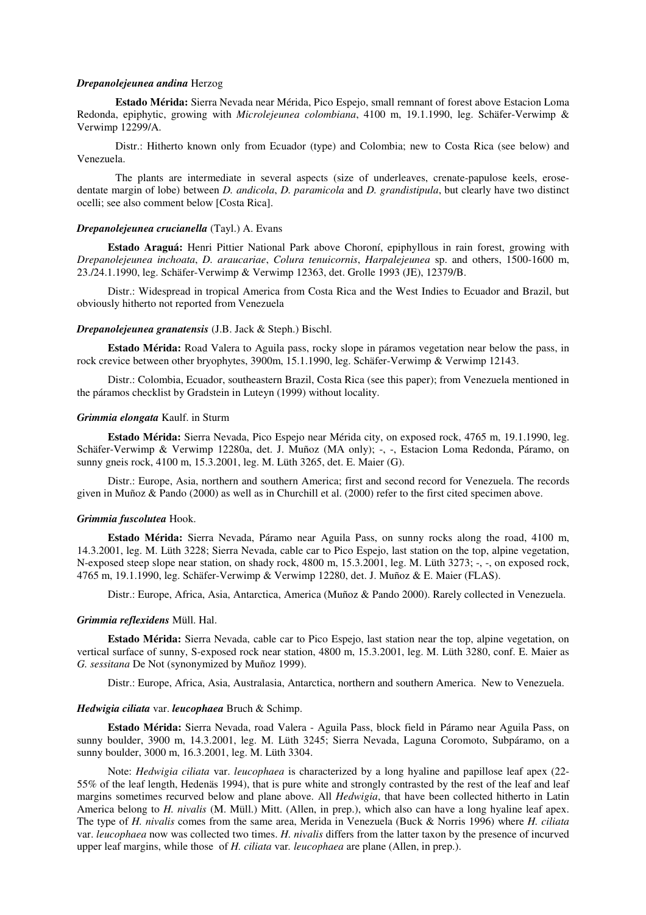***Drepanolejeunea andina*** Herzog

**Estado Mérida:** Sierra Nevada near Mérida, Pico Espejo, small remnant of forest above Estacion Loma Redonda, epiphytic, growing with *Microlejeunea colombiana*, 4100 m, 19.1.1990, leg. Schäfer-Verwimp & Verwimp 12299/A.

Distr.: Hitherto known only from Ecuador (type) and Colombia; new to Costa Rica (see below) and Venezuela.

The plants are intermediate in several aspects (size of underleaves, crenate-papulose keels, erose-dentate margin of lobe) between *D. andicola*, *D. paramicola* and *D. grandistipula*, but clearly have two distinct ocelli; see also comment below [Costa Rica].

***Drepanolejeunea crucianella*** (Tayl.) A. Evans

**Estado Araguá:** Henri Pittier National Park above Choroní, epiphyllous in rain forest, growing with *Drepanolejeunea inchoata*, *D. araucariae*, *Colura tenuicornis*, *Harpalejeunea* sp. and others, 1500-1600 m, 23./24.1.1990, leg. Schäfer-Verwimp & Verwimp 12363, det. Grolle 1993 (JE), 12379/B.

Distr.: Widespread in tropical America from Costa Rica and the West Indies to Ecuador and Brazil, but obviously hitherto not reported from Venezuela

***Drepanolejeunea granatensis*** (J.B. Jack & Steph.) Bischl.

**Estado Mérida:** Road Valera to Aguila pass, rocky slope in páramos vegetation near below the pass, in rock crevice between other bryophytes, 3900m, 15.1.1990, leg. Schäfer-Verwimp & Verwimp 12143.

Distr.: Colombia, Ecuador, southeastern Brazil, Costa Rica (see this paper); from Venezuela mentioned in the páramos checklist by Gradstein in Luteyn (1999) without locality.

***Grimmia elongata*** Kaulf. in Sturm

**Estado Mérida:** Sierra Nevada, Pico Espejo near Mérida city, on exposed rock, 4765 m, 19.1.1990, leg. Schäfer-Verwimp & Verwimp 12280a, det. J. Muñoz (MA only); -, -, Estacion Loma Redonda, Páramo, on sunny gneis rock, 4100 m, 15.3.2001, leg. M. Lüth 3265, det. E. Maier (G).

Distr.: Europe, Asia, northern and southern America; first and second record for Venezuela. The records given in Muñoz & Pando (2000) as well as in Churchill et al. (2000) refer to the first cited specimen above.

***Grimmia fuscolutea*** Hook.

**Estado Mérida:** Sierra Nevada, Páramo near Aguila Pass, on sunny rocks along the road, 4100 m, 14.3.2001, leg. M. Lüth 3228; Sierra Nevada, cable car to Pico Espejo, last station on the top, alpine vegetation, N-exposed steep slope near station, on shady rock, 4800 m, 15.3.2001, leg. M. Lüth 3273; -, -, on exposed rock, 4765 m, 19.1.1990, leg. Schäfer-Verwimp & Verwimp 12280, det. J. Muñoz & E. Maier (FLAS).

Distr.: Europe, Africa, Asia, Antarctica, America (Muñoz & Pando 2000). Rarely collected in Venezuela.

***Grimmia reflexidens*** Müll. Hal.

**Estado Mérida:** Sierra Nevada, cable car to Pico Espejo, last station near the top, alpine vegetation, on vertical surface of sunny, S-exposed rock near station, 4800 m, 15.3.2001, leg. M. Lüth 3280, conf. E. Maier as *G. sessitana* De Not (synonymized by Muñoz 1999).

Distr.: Europe, Africa, Asia, Australasia, Antarctica, northern and southern America. New to Venezuela.

***Hedwigia ciliata*** var. ***leucophaea*** Bruch & Schimp.

**Estado Mérida:** Sierra Nevada, road Valera - Aguila Pass, block field in Páramo near Aguila Pass, on sunny boulder, 3900 m, 14.3.2001, leg. M. Lüth 3245; Sierra Nevada, Laguna Coromoto, Subpáramo, on a sunny boulder, 3000 m, 16.3.2001, leg. M. Lüth 3304.

Note: *Hedwigia ciliata* var. *leucophaea* is characterized by a long hyaline and papillose leaf apex (22-55% of the leaf length, Hedenäs 1994), that is pure white and strongly contrasted by the rest of the leaf and leaf margins sometimes recurved below and plane above. All *Hedwigia*, that have been collected hitherto in Latin America belong to *H. nivalis* (M. Müll.) Mitt. (Allen, in prep.), which also can have a long hyaline leaf apex. The type of *H. nivalis* comes from the same area, Merida in Venezuela (Buck & Norris 1996) where *H. ciliata* var. *leucophaea* now was collected two times. *H. nivalis* differs from the latter taxon by the presence of incurved upper leaf margins, while those of *H. ciliata* var. *leucophaea* are plane (Allen, in prep.).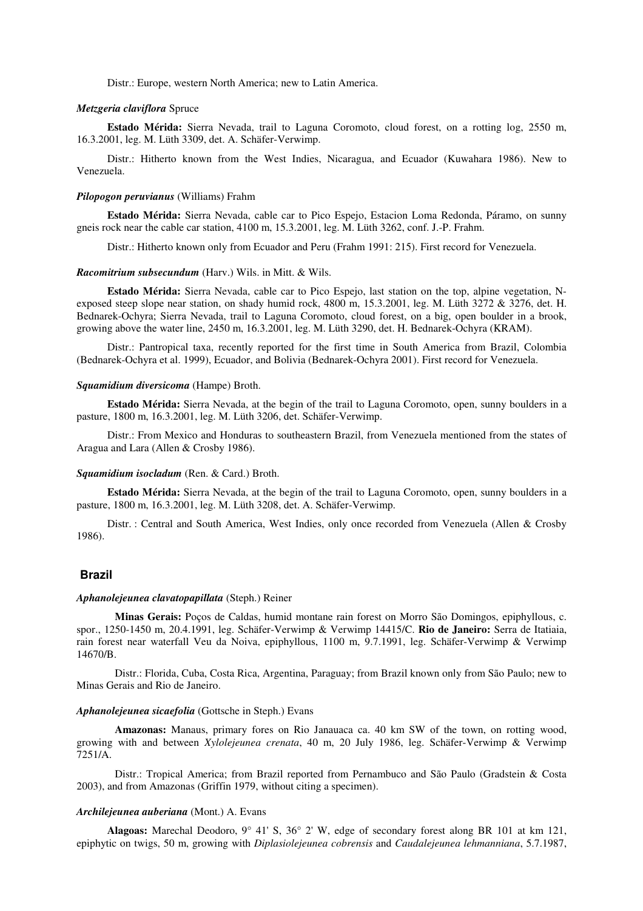Distr.: Europe, western North America; new to Latin America.

***Metzgeria claviflora*** Spruce

**Estado Mérida:** Sierra Nevada, trail to Laguna Coromoto, cloud forest, on a rotting log, 2550 m, 16.3.2001, leg. M. Lüth 3309, det. A. Schäfer-Verwimp.

Distr.: Hitherto known from the West Indies, Nicaragua, and Ecuador (Kuwahara 1986). New to Venezuela.

***Pilopogon peruvianus*** (Williams) Frahm

**Estado Mérida:** Sierra Nevada, cable car to Pico Espejo, Estacion Loma Redonda, Páramo, on sunny gneis rock near the cable car station, 4100 m, 15.3.2001, leg. M. Lüth 3262, conf. J.-P. Frahm.

Distr.: Hitherto known only from Ecuador and Peru (Frahm 1991: 215). First record for Venezuela.

***Racomitrium subsecundum*** (Harv.) Wils. in Mitt. & Wils.

**Estado Mérida:** Sierra Nevada, cable car to Pico Espejo, last station on the top, alpine vegetation, N-exposed steep slope near station, on shady humid rock, 4800 m, 15.3.2001, leg. M. Lüth 3272 & 3276, det. H. Bednarek-Ochyra; Sierra Nevada, trail to Laguna Coromoto, cloud forest, on a big, open boulder in a brook, growing above the water line, 2450 m, 16.3.2001, leg. M. Lüth 3290, det. H. Bednarek-Ochyra (KRAM).

Distr.: Pantropical taxa, recently reported for the first time in South America from Brazil, Colombia (Bednarek-Ochyra et al. 1999), Ecuador, and Bolivia (Bednarek-Ochyra 2001). First record for Venezuela.

***Squamidium diversicoma*** (Hampe) Broth.

**Estado Mérida:** Sierra Nevada, at the begin of the trail to Laguna Coromoto, open, sunny boulders in a pasture, 1800 m, 16.3.2001, leg. M. Lüth 3206, det. Schäfer-Verwimp.

Distr.: From Mexico and Honduras to southeastern Brazil, from Venezuela mentioned from the states of Aragua and Lara (Allen & Crosby 1986).

***Squamidium isocladum*** (Ren. & Card.) Broth.

**Estado Mérida:** Sierra Nevada, at the begin of the trail to Laguna Coromoto, open, sunny boulders in a pasture, 1800 m, 16.3.2001, leg. M. Lüth 3208, det. A. Schäfer-Verwimp.

Distr. : Central and South America, West Indies, only once recorded from Venezuela (Allen & Crosby 1986).

## Brazil

***Aphanolejeunea clavatopapillata*** (Steph.) Reiner

**Minas Gerais:** Poços de Caldas, humid montane rain forest on Morro São Domingos, epiphyllous, c. spor., 1250-1450 m, 20.4.1991, leg. Schäfer-Verwimp & Verwimp 14415/C. **Rio de Janeiro:** Serra de Itatiaia, rain forest near waterfall Veu da Noiva, epiphyllous, 1100 m, 9.7.1991, leg. Schäfer-Verwimp & Verwimp 14670/B.

Distr.: Florida, Cuba, Costa Rica, Argentina, Paraguay; from Brazil known only from São Paulo; new to Minas Gerais and Rio de Janeiro.

***Aphanolejeunea sicaefolia*** (Gottsche in Steph.) Evans

**Amazonas:** Manaus, primary fores on Rio Janauaca ca. 40 km SW of the town, on rotting wood, growing with and between *Xylolejeunea crenata*, 40 m, 20 July 1986, leg. Schäfer-Verwimp & Verwimp 7251/A.

Distr.: Tropical America; from Brazil reported from Pernambuco and São Paulo (Gradstein & Costa 2003), and from Amazonas (Griffin 1979, without citing a specimen).

***Archilejeunea auberiana*** (Mont.) A. Evans

**Alagoas:** Marechal Deodoro, 9° 41' S, 36° 2' W, edge of secondary forest along BR 101 at km 121, epiphytic on twigs, 50 m, growing with *Diplasiolejeunea cobrensis* and *Caudalejeunea lehmanniana*, 5.7.1987,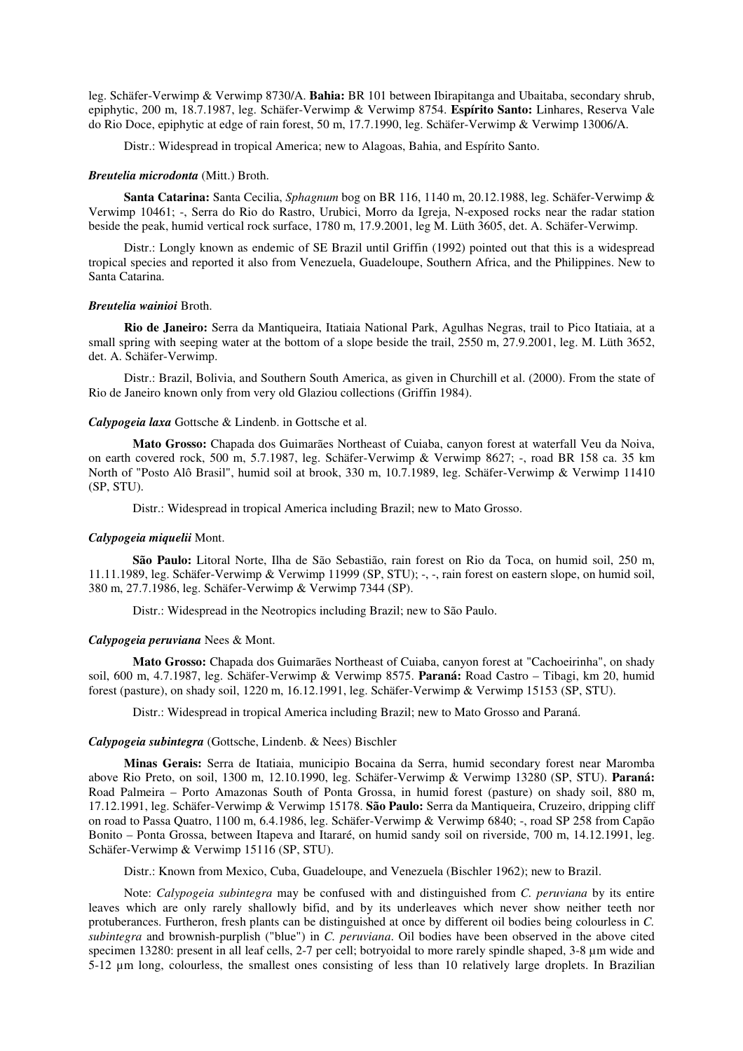leg. Schäfer-Verwimp & Verwimp 8730/A. **Bahia:** BR 101 between Ibirapitanga and Ubaitaba, secondary shrub, epiphytic, 200 m, 18.7.1987, leg. Schäfer-Verwimp & Verwimp 8754. **Espírito Santo:** Linhares, Reserva Vale do Rio Doce, epiphytic at edge of rain forest, 50 m, 17.7.1990, leg. Schäfer-Verwimp & Verwimp 13006/A.

Distr.: Widespread in tropical America; new to Alagoas, Bahia, and Espírito Santo.

***Breutelia microdonta*** **(Mitt.) Broth.**

**Santa Catarina:** Santa Cecilia, *Sphagnum* bog on BR 116, 1140 m, 20.12.1988, leg. Schäfer-Verwimp & Verwimp 10461; -, Serra do Rio do Rastro, Urubici, Morro da Igreja, N-exposed rocks near the radar station beside the peak, humid vertical rock surface, 1780 m, 17.9.2001, leg M. Lüth 3605, det. A. Schäfer-Verwimp.

Distr.: Longly known as endemic of SE Brazil until Griffin (1992) pointed out that this is a widespread tropical species and reported it also from Venezuela, Guadeloupe, Southern Africa, and the Philippines. New to Santa Catarina.

***Breutelia wainioi*** **Broth.**

**Rio de Janeiro:** Serra da Mantiqueira, Itatiaia National Park, Agulhas Negras, trail to Pico Itatiaia, at a small spring with seeping water at the bottom of a slope beside the trail, 2550 m, 27.9.2001, leg. M. Lüth 3652, det. A. Schäfer-Verwimp.

Distr.: Brazil, Bolivia, and Southern South America, as given in Churchill et al. (2000). From the state of Rio de Janeiro known only from very old Glaziou collections (Griffin 1984).

***Calypogeia laxa*** **Gottsche & Lindenb. in Gottsche et al.**

**Mato Grosso:** Chapada dos Guimarães Northeast of Cuiaba, canyon forest at waterfall Veu da Noiva, on earth covered rock, 500 m, 5.7.1987, leg. Schäfer-Verwimp & Verwimp 8627; -, road BR 158 ca. 35 km North of "Posto Alô Brasil", humid soil at brook, 330 m, 10.7.1989, leg. Schäfer-Verwimp & Verwimp 11410 (SP, STU).

Distr.: Widespread in tropical America including Brazil; new to Mato Grosso.

***Calypogeia miquelii*** **Mont.**

**São Paulo:** Litoral Norte, Ilha de São Sebastião, rain forest on Rio da Toca, on humid soil, 250 m, 11.11.1989, leg. Schäfer-Verwimp & Verwimp 11999 (SP, STU); -, -, rain forest on eastern slope, on humid soil, 380 m, 27.7.1986, leg. Schäfer-Verwimp & Verwimp 7344 (SP).

Distr.: Widespread in the Neotropics including Brazil; new to São Paulo.

***Calypogeia peruviana*** **Nees & Mont.**

**Mato Grosso:** Chapada dos Guimarães Northeast of Cuiaba, canyon forest at "Cachoeirinha", on shady soil, 600 m, 4.7.1987, leg. Schäfer-Verwimp & Verwimp 8575. **Paraná:** Road Castro – Tibagi, km 20, humid forest (pasture), on shady soil, 1220 m, 16.12.1991, leg. Schäfer-Verwimp & Verwimp 15153 (SP, STU).

Distr.: Widespread in tropical America including Brazil; new to Mato Grosso and Paraná.

***Calypogeia subintegra*** **(Gottsche, Lindenb. & Nees) Bischler**

**Minas Gerais:** Serra de Itatiaia, municipio Bocaina da Serra, humid secondary forest near Maromba above Rio Preto, on soil, 1300 m, 12.10.1990, leg. Schäfer-Verwimp & Verwimp 13280 (SP, STU). **Paraná:** Road Palmeira – Porto Amazonas South of Ponta Grossa, in humid forest (pasture) on shady soil, 880 m, 17.12.1991, leg. Schäfer-Verwimp & Verwimp 15178. **São Paulo:** Serra da Mantiqueira, Cruzeiro, dripping cliff on road to Passa Quatro, 1100 m, 6.4.1986, leg. Schäfer-Verwimp & Verwimp 6840; -, road SP 258 from Capão Bonito – Ponta Grossa, between Itapeva and Itararé, on humid sandy soil on riverside, 700 m, 14.12.1991, leg. Schäfer-Verwimp & Verwimp 15116 (SP, STU).

Distr.: Known from Mexico, Cuba, Guadeloupe, and Venezuela (Bischler 1962); new to Brazil.

Note: *Calypogeia subintegra* may be confused with and distinguished from *C. peruviana* by its entire leaves which are only rarely shallowly bifid, and by its underleaves which never show neither teeth nor protuberances. Furtheron, fresh plants can be distinguished at once by different oil bodies being colourless in *C. subintegra* and brownish-purplish ("blue") in *C. peruviana*. Oil bodies have been observed in the above cited specimen 13280: present in all leaf cells, 2-7 per cell; botryoidal to more rarely spindle shaped, 3-8 µm wide and 5-12 µm long, colourless, the smallest ones consisting of less than 10 relatively large droplets. In Brazilian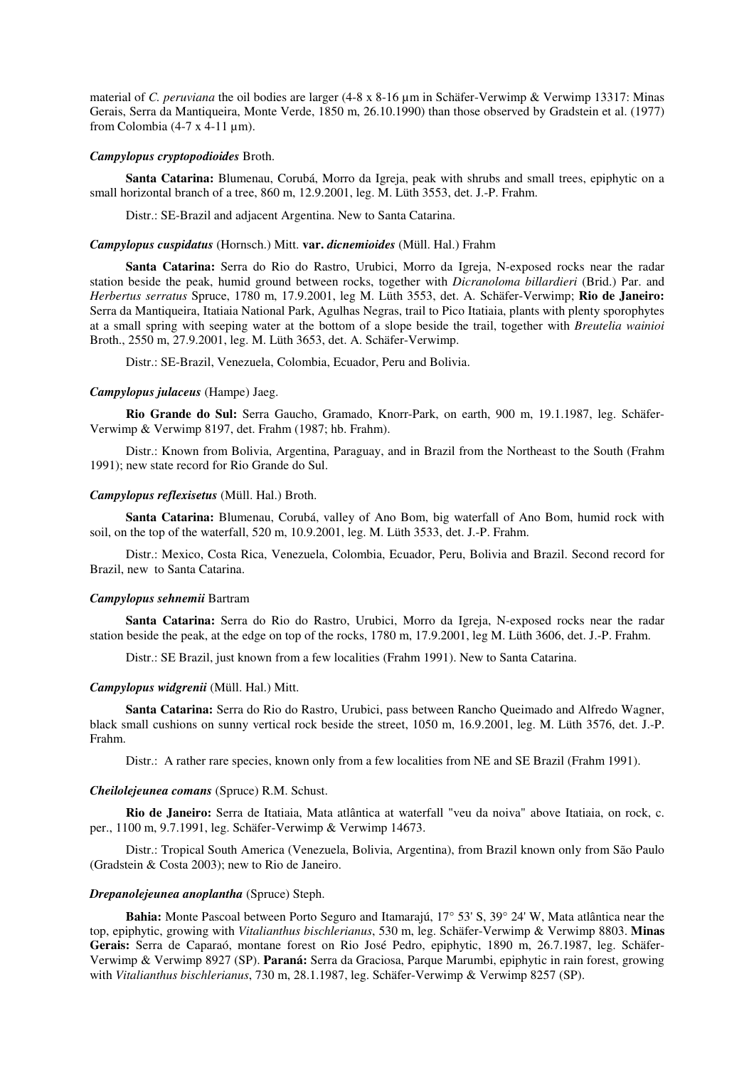material of *C. peruviana* the oil bodies are larger (4-8 x 8-16 µm in Schäfer-Verwimp & Verwimp 13317: Minas Gerais, Serra da Mantiqueira, Monte Verde, 1850 m, 26.10.1990) than those observed by Gradstein et al. (1977) from Colombia (4-7 x 4-11 µm).

***Campylopus cryptopodioides*** **Broth.**

**Santa Catarina:** Blumenau, Corubá, Morro da Igreja, peak with shrubs and small trees, epiphytic on a small horizontal branch of a tree, 860 m, 12.9.2001, leg. M. Lüth 3553, det. J.-P. Frahm.

Distr.: SE-Brazil and adjacent Argentina. New to Santa Catarina.

***Campylopus cuspidatus*** **(Hornsch.) Mitt. var. *dicnemioides*** **(Müll. Hal.) Frahm**

**Santa Catarina:** Serra do Rio do Rastro, Urubici, Morro da Igreja, N-exposed rocks near the radar station beside the peak, humid ground between rocks, together with *Dicranoloma billardieri* (Brid.) Par. and *Herbertus serratus* Spruce, 1780 m, 17.9.2001, leg M. Lüth 3553, det. A. Schäfer-Verwimp; **Rio de Janeiro:** Serra da Mantiqueira, Itatiaia National Park, Agulhas Negras, trail to Pico Itatiaia, plants with plenty sporophytes at a small spring with seeping water at the bottom of a slope beside the trail, together with *Breutelia wainioi* Broth., 2550 m, 27.9.2001, leg. M. Lüth 3653, det. A. Schäfer-Verwimp.

Distr.: SE-Brazil, Venezuela, Colombia, Ecuador, Peru and Bolivia.

***Campylopus julaceus*** **(Hampe) Jaeg.**

**Rio Grande do Sul:** Serra Gaucho, Gramado, Knorr-Park, on earth, 900 m, 19.1.1987, leg. Schäfer-Verwimp & Verwimp 8197, det. Frahm (1987; hb. Frahm).

Distr.: Known from Bolivia, Argentina, Paraguay, and in Brazil from the Northeast to the South (Frahm 1991); new state record for Rio Grande do Sul.

***Campylopus reflexisetus*** **(Müll. Hal.) Broth.**

**Santa Catarina:** Blumenau, Corubá, valley of Ano Bom, big waterfall of Ano Bom, humid rock with soil, on the top of the waterfall, 520 m, 10.9.2001, leg. M. Lüth 3533, det. J.-P. Frahm.

Distr.: Mexico, Costa Rica, Venezuela, Colombia, Ecuador, Peru, Bolivia and Brazil. Second record for Brazil, new to Santa Catarina.

***Campylopus sehnemii*** **Bartram**

**Santa Catarina:** Serra do Rio do Rastro, Urubici, Morro da Igreja, N-exposed rocks near the radar station beside the peak, at the edge on top of the rocks, 1780 m, 17.9.2001, leg M. Lüth 3606, det. J.-P. Frahm.

Distr.: SE Brazil, just known from a few localities (Frahm 1991). New to Santa Catarina.

***Campylopus widgrenii*** **(Müll. Hal.) Mitt.**

**Santa Catarina:** Serra do Rio do Rastro, Urubici, pass between Rancho Queimado and Alfredo Wagner, black small cushions on sunny vertical rock beside the street, 1050 m, 16.9.2001, leg. M. Lüth 3576, det. J.-P. Frahm.

Distr.: A rather rare species, known only from a few localities from NE and SE Brazil (Frahm 1991).

***Cheilolejeunea comans*** **(Spruce) R.M. Schust.**

**Rio de Janeiro:** Serra de Itatiaia, Mata atlântica at waterfall "veu da noiva" above Itatiaia, on rock, c. per., 1100 m, 9.7.1991, leg. Schäfer-Verwimp & Verwimp 14673.

Distr.: Tropical South America (Venezuela, Bolivia, Argentina), from Brazil known only from São Paulo (Gradstein & Costa 2003); new to Rio de Janeiro.

***Drepanolejeunea anoplantha*** **(Spruce) Steph.**

**Bahia:** Monte Pascoal between Porto Seguro and Itamarajú, 17° 53' S, 39° 24' W, Mata atlântica near the top, epiphytic, growing with *Vitalianthus bischlerianus*, 530 m, leg. Schäfer-Verwimp & Verwimp 8803. **Minas Gerais:** Serra de Caparaó, montane forest on Rio José Pedro, epiphytic, 1890 m, 26.7.1987, leg. Schäfer-Verwimp & Verwimp 8927 (SP). **Paraná:** Serra da Graciosa, Parque Marumbi, epiphytic in rain forest, growing with *Vitalianthus bischlerianus*, 730 m, 28.1.1987, leg. Schäfer-Verwimp & Verwimp 8257 (SP).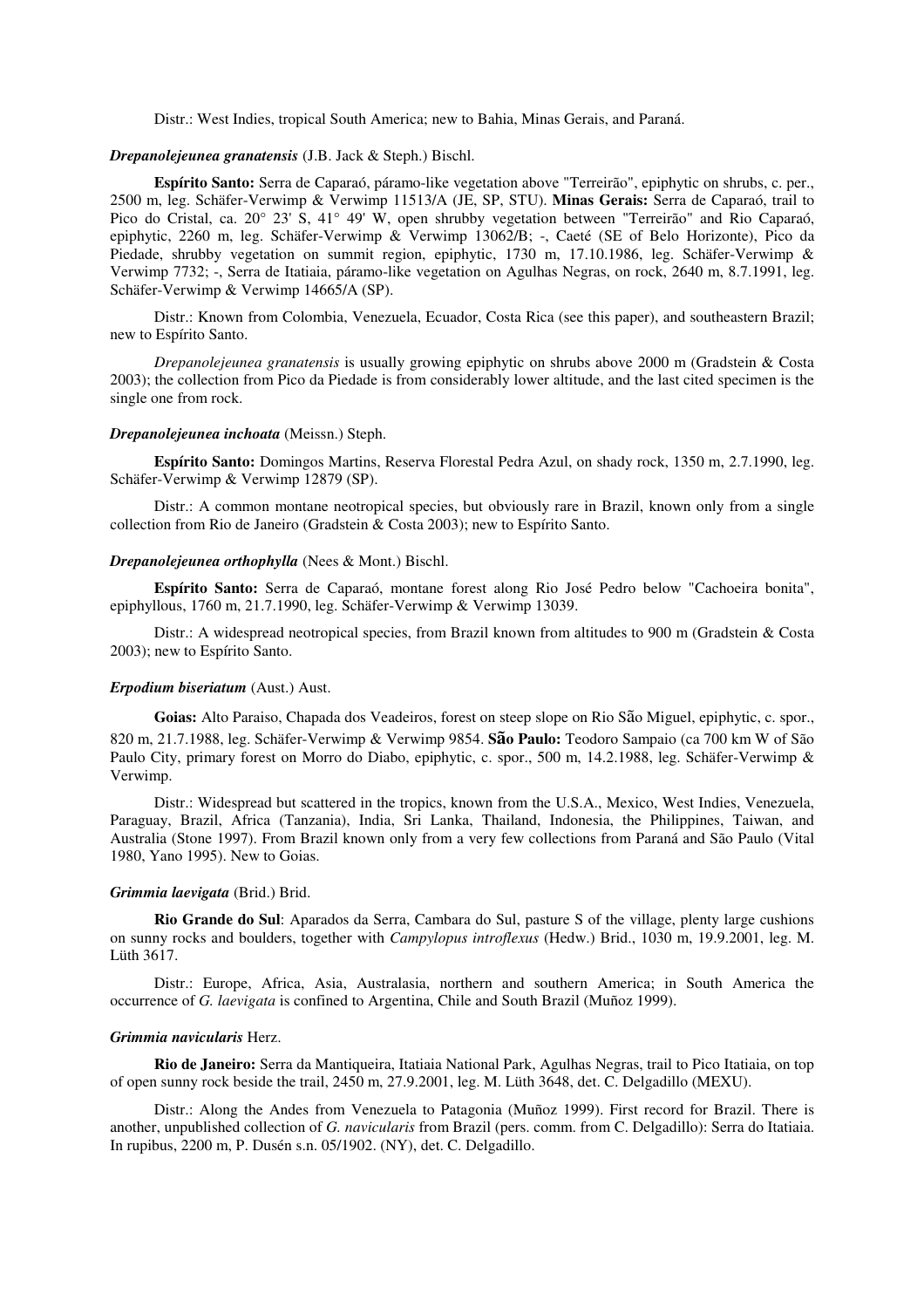Distr.: West Indies, tropical South America; new to Bahia, Minas Gerais, and Paraná.

***Drepanolejeunea granatensis*** (J.B. Jack & Steph.) Bischl.

**Espírito Santo:** Serra de Caparaó, páramo-like vegetation above "Terreirão", epiphytic on shrubs, c. per., 2500 m, leg. Schäfer-Verwimp & Verwimp 11513/A (JE, SP, STU). **Minas Gerais:** Serra de Caparaó, trail to Pico do Cristal, ca. 20° 23' S, 41° 49' W, open shrubby vegetation between "Terreirão" and Rio Caparaó, epiphytic, 2260 m, leg. Schäfer-Verwimp & Verwimp 13062/B; -, Caeté (SE of Belo Horizonte), Pico da Piedade, shrubby vegetation on summit region, epiphytic, 1730 m, 17.10.1986, leg. Schäfer-Verwimp & Verwimp 7732; -, Serra de Itatiaia, páramo-like vegetation on Agulhas Negras, on rock, 2640 m, 8.7.1991, leg. Schäfer-Verwimp & Verwimp 14665/A (SP).

Distr.: Known from Colombia, Venezuela, Ecuador, Costa Rica (see this paper), and southeastern Brazil; new to Espírito Santo.

*Drepanolejeunea granatensis* is usually growing epiphytic on shrubs above 2000 m (Gradstein & Costa 2003); the collection from Pico da Piedade is from considerably lower altitude, and the last cited specimen is the single one from rock.

***Drepanolejeunea inchoata*** (Meissn.) Steph.

**Espírito Santo:** Domingos Martins, Reserva Florestal Pedra Azul, on shady rock, 1350 m, 2.7.1990, leg. Schäfer-Verwimp & Verwimp 12879 (SP).

Distr.: A common montane neotropical species, but obviously rare in Brazil, known only from a single collection from Rio de Janeiro (Gradstein & Costa 2003); new to Espírito Santo.

***Drepanolejeunea orthophylla*** (Nees & Mont.) Bischl.

**Espírito Santo:** Serra de Caparaó, montane forest along Rio José Pedro below "Cachoeira bonita", epiphyllous, 1760 m, 21.7.1990, leg. Schäfer-Verwimp & Verwimp 13039.

Distr.: A widespread neotropical species, from Brazil known from altitudes to 900 m (Gradstein & Costa 2003); new to Espírito Santo.

***Erpodium biseriatum*** (Aust.) Aust.

**Goias:** Alto Paraiso, Chapada dos Veadeiros, forest on steep slope on Rio São Miguel, epiphytic, c. spor., 820 m, 21.7.1988, leg. Schäfer-Verwimp & Verwimp 9854. **São Paulo:** Teodoro Sampaio (ca 700 km W of São Paulo City, primary forest on Morro do Diabo, epiphytic, c. spor., 500 m, 14.2.1988, leg. Schäfer-Verwimp & Verwimp.

Distr.: Widespread but scattered in the tropics, known from the U.S.A., Mexico, West Indies, Venezuela, Paraguay, Brazil, Africa (Tanzania), India, Sri Lanka, Thailand, Indonesia, the Philippines, Taiwan, and Australia (Stone 1997). From Brazil known only from a very few collections from Paraná and São Paulo (Vital 1980, Yano 1995). New to Goias.

***Grimmia laevigata*** (Brid.) Brid.

**Rio Grande do Sul**: Aparados da Serra, Cambara do Sul, pasture S of the village, plenty large cushions on sunny rocks and boulders, together with *Campylopus introflexus* (Hedw.) Brid., 1030 m, 19.9.2001, leg. M. Lüth 3617.

Distr.: Europe, Africa, Asia, Australasia, northern and southern America; in South America the occurrence of *G. laevigata* is confined to Argentina, Chile and South Brazil (Muñoz 1999).

***Grimmia navicularis*** Herz.

**Rio de Janeiro:** Serra da Mantiqueira, Itatiaia National Park, Agulhas Negras, trail to Pico Itatiaia, on top of open sunny rock beside the trail, 2450 m, 27.9.2001, leg. M. Lüth 3648, det. C. Delgadillo (MEXU).

Distr.: Along the Andes from Venezuela to Patagonia (Muñoz 1999). First record for Brazil. There is another, unpublished collection of *G. navicularis* from Brazil (pers. comm. from C. Delgadillo): Serra do Itatiaia. In rupibus, 2200 m, P. Dusén s.n. 05/1902. (NY), det. C. Delgadillo.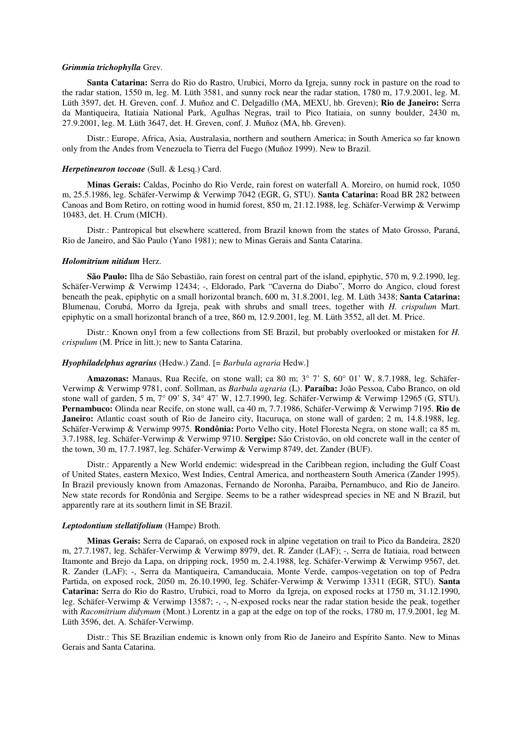***Grimmia trichophylla*** Grev.

**Santa Catarina:** Serra do Rio do Rastro, Urubici, Morro da Igreja, sunny rock in pasture on the road to the radar station, 1550 m, leg. M. Lüth 3581, and sunny rock near the radar station, 1780 m, 17.9.2001, leg. M. Lüth 3597, det. H. Greven, conf. J. Muñoz and C. Delgadillo (MA, MEXU, hb. Greven); **Rio de Janeiro:** Serra da Mantiqueira, Itatiaia National Park, Agulhas Negras, trail to Pico Itatiaia, on sunny boulder, 2430 m, 27.9.2001, leg. M. Lüth 3647, det. H. Greven, conf. J. Muñoz (MA, hb. Greven).

Distr.: Europe, Africa, Asia, Australasia, northern and southern America; in South America so far known only from the Andes from Venezuela to Tierra del Fuego (Muñoz 1999). New to Brazil.

***Herpetineuron toccoae*** (Sull. & Lesq.) Card.

**Minas Gerais:** Caldas, Pocinho do Rio Verde, rain forest on waterfall A. Moreiro, on humid rock, 1050 m, 25.5.1986, leg. Schäfer-Verwimp & Verwimp 7042 (EGR, G, STU). **Santa Catarina:** Road BR 282 between Canoas and Bom Retiro, on rotting wood in humid forest, 850 m, 21.12.1988, leg. Schäfer-Verwimp & Verwimp 10483, det. H. Crum (MICH).

Distr.: Pantropical but elsewhere scattered, from Brazil known from the states of Mato Grosso, Paraná, Rio de Janeiro, and São Paulo (Yano 1981); new to Minas Gerais and Santa Catarina.

***Holomitrium nitidum*** Herz.

**São Paulo:** Ilha de São Sebastião, rain forest on central part of the island, epiphytic, 570 m, 9.2.1990, leg. Schäfer-Verwimp & Verwimp 12434; -, Eldorado, Park "Caverna do Diabo", Morro do Angico, cloud forest beneath the peak, epiphytic on a small horizontal branch, 600 m, 31.8.2001, leg. M. Lüth 3438; **Santa Catarina:** Blumenau, Corubá, Morro da Igreja, peak with shrubs and small trees, together with *H. crispulum* Mart. epiphytic on a small horizontal branch of a tree, 860 m, 12.9.2001, leg. M. Lüth 3552, all det. M. Price.

Distr.: Known onyl from a few collections from SE Brazil, but probably overlooked or mistaken for *H. crispulum* (M. Price in litt.); new to Santa Catarina.

***Hyophiladelphus agrarius*** (Hedw.) Zand. [= *Barbula agraria* Hedw.]

**Amazonas:** Manaus, Rua Recife, on stone wall; ca 80 m; 3° 7' S, 60° 01' W, 8.7.1988, leg. Schäfer-Verwimp & Verwimp 9781, conf. Sollman, as *Barbula agraria* (L). **Paraíba:** João Pessoa, Cabo Branco, on old stone wall of garden, 5 m, 7° 09' S, 34° 47' W, 12.7.1990, leg. Schäfer-Verwimp & Verwimp 12965 (G, STU). **Pernambuco:** Olinda near Recife, on stone wall, ca 40 m, 7.7.1986, Schäfer-Verwimp & Verwimp 7195. **Rio de Janeiro:** Atlantic coast south of Rio de Janeiro city, Itacuruça, on stone wall of garden; 2 m, 14.8.1988, leg. Schäfer-Verwimp & Verwimp 9975. **Rondônia:** Porto Velho city, Hotel Floresta Negra, on stone wall; ca 85 m, 3.7.1988, leg. Schäfer-Verwimp & Verwimp 9710. **Sergipe:** São Cristovão, on old concrete wall in the center of the town, 30 m, 17.7.1987, leg. Schäfer-Verwimp & Verwimp 8749, det. Zander (BUF).

Distr.: Apparently a New World endemic: widespread in the Caribbean region, including the Gulf Coast of United States, eastern Mexico, West Indies, Central America, and northeastern South America (Zander 1995). In Brazil previously known from Amazonas, Fernando de Noronha, Paraiba, Pernambuco, and Rio de Janeiro. New state records for Rondônia and Sergipe. Seems to be a rather widespread species in NE and N Brazil, but apparently rare at its southern limit in SE Brazil.

***Leptodontium stellatifolium*** (Hampe) Broth.

**Minas Gerais:** Serra de Caparaó, on exposed rock in alpine vegetation on trail to Pico da Bandeira, 2820 m, 27.7.1987, leg. Schäfer-Verwimp & Verwimp 8979, det. R. Zander (LAF); -, Serra de Itatiaia, road between Itamonte and Brejo da Lapa, on dripping rock, 1950 m, 2.4.1988, leg. Schäfer-Verwimp & Verwimp 9567, det. R. Zander (LAF); -, Serra da Mantiqueira, Camanducaia, Monte Verde, campos-vegetation on top of Pedra Partida, on exposed rock, 2050 m, 26.10.1990, leg. Schäfer-Verwimp & Verwimp 13311 (EGR, STU). **Santa Catarina:** Serra do Rio do Rastro, Urubici, road to Morro da Igreja, on exposed rocks at 1750 m, 31.12.1990, leg. Schäfer-Verwimp & Verwimp 13587; -, -, N-exposed rocks near the radar station beside the peak, together with *Racomitrium didymum* (Mont.) Lorentz in a gap at the edge on top of the rocks, 1780 m, 17.9.2001, leg M. Lüth 3596, det. A. Schäfer-Verwimp.

Distr.: This SE Brazilian endemic is known only from Rio de Janeiro and Espírito Santo. New to Minas Gerais and Santa Catarina.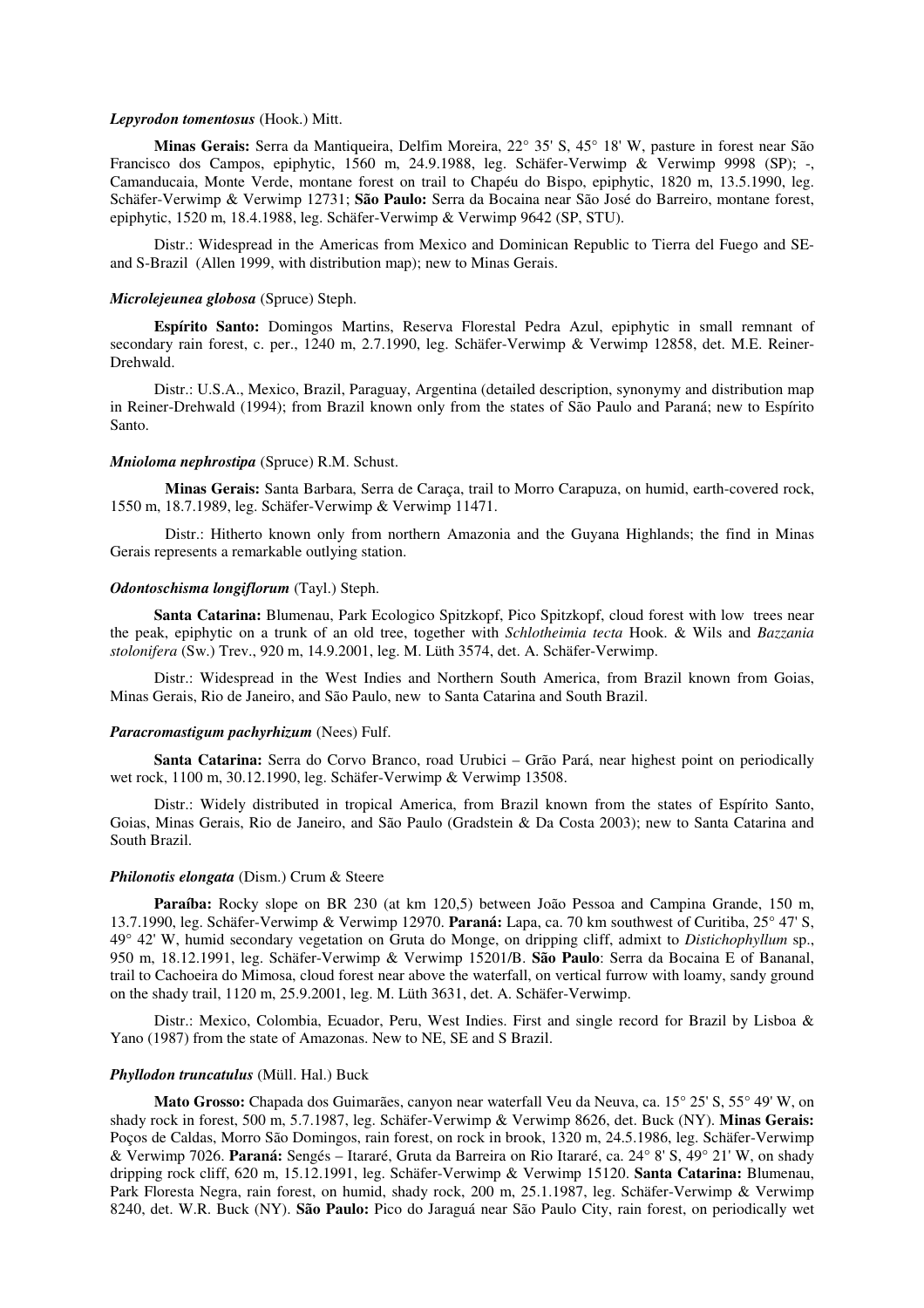***Lepyrodon tomentosus*** (Hook.) Mitt.

**Minas Gerais:** Serra da Mantiqueira, Delfim Moreira, 22° 35' S, 45° 18' W, pasture in forest near São Francisco dos Campos, epiphytic, 1560 m, 24.9.1988, leg. Schäfer-Verwimp & Verwimp 9998 (SP); -, Camanducaia, Monte Verde, montane forest on trail to Chapéu do Bispo, epiphytic, 1820 m, 13.5.1990, leg. Schäfer-Verwimp & Verwimp 12731; **São Paulo:** Serra da Bocaina near São José do Barreiro, montane forest, epiphytic, 1520 m, 18.4.1988, leg. Schäfer-Verwimp & Verwimp 9642 (SP, STU).

Distr.: Widespread in the Americas from Mexico and Dominican Republic to Tierra del Fuego and SE- and S-Brazil (Allen 1999, with distribution map); new to Minas Gerais.

***Microlejeunea globosa*** (Spruce) Steph.

**Espírito Santo:** Domingos Martins, Reserva Florestal Pedra Azul, epiphytic in small remnant of secondary rain forest, c. per., 1240 m, 2.7.1990, leg. Schäfer-Verwimp & Verwimp 12858, det. M.E. Reiner-Drehwald.

Distr.: U.S.A., Mexico, Brazil, Paraguay, Argentina (detailed description, synonymy and distribution map in Reiner-Drehwald (1994); from Brazil known only from the states of São Paulo and Paraná; new to Espírito Santo.

***Mnioloma nephrostipa*** (Spruce) R.M. Schust.

**Minas Gerais:** Santa Barbara, Serra de Caraça, trail to Morro Carapuza, on humid, earth-covered rock, 1550 m, 18.7.1989, leg. Schäfer-Verwimp & Verwimp 11471.

Distr.: Hitherto known only from northern Amazonia and the Guyana Highlands; the find in Minas Gerais represents a remarkable outlying station.

***Odontoschisma longiflorum*** (Tayl.) Steph.

**Santa Catarina:** Blumenau, Park Ecologico Spitzkopf, Pico Spitzkopf, cloud forest with low trees near the peak, epiphytic on a trunk of an old tree, together with *Schlotheimia tecta* Hook. & Wils and *Bazzania stolonifera* (Sw.) Trev., 920 m, 14.9.2001, leg. M. Lüth 3574, det. A. Schäfer-Verwimp.

Distr.: Widespread in the West Indies and Northern South America, from Brazil known from Goias, Minas Gerais, Rio de Janeiro, and São Paulo, new to Santa Catarina and South Brazil.

***Paracromastigum pachyrhizum*** (Nees) Fulf.

**Santa Catarina:** Serra do Corvo Branco, road Urubici – Grão Pará, near highest point on periodically wet rock, 1100 m, 30.12.1990, leg. Schäfer-Verwimp & Verwimp 13508.

Distr.: Widely distributed in tropical America, from Brazil known from the states of Espírito Santo, Goias, Minas Gerais, Rio de Janeiro, and São Paulo (Gradstein & Da Costa 2003); new to Santa Catarina and South Brazil.

***Philonotis elongata*** (Dism.) Crum & Steere

**Paraíba:** Rocky slope on BR 230 (at km 120,5) between João Pessoa and Campina Grande, 150 m, 13.7.1990, leg. Schäfer-Verwimp & Verwimp 12970. **Paraná:** Lapa, ca. 70 km southwest of Curitiba, 25° 47' S, 49° 42' W, humid secondary vegetation on Gruta do Monge, on dripping cliff, admixt to *Distichophyllum* sp., 950 m, 18.12.1991, leg. Schäfer-Verwimp & Verwimp 15201/B. **São Paulo**: Serra da Bocaina E of Bananal, trail to Cachoeira do Mimosa, cloud forest near above the waterfall, on vertical furrow with loamy, sandy ground on the shady trail, 1120 m, 25.9.2001, leg. M. Lüth 3631, det. A. Schäfer-Verwimp.

Distr.: Mexico, Colombia, Ecuador, Peru, West Indies. First and single record for Brazil by Lisboa & Yano (1987) from the state of Amazonas. New to NE, SE and S Brazil.

***Phyllodon truncatulus*** (Müll. Hal.) Buck

**Mato Grosso:** Chapada dos Guimarães, canyon near waterfall Veu da Neuva, ca. 15° 25' S, 55° 49' W, on shady rock in forest, 500 m, 5.7.1987, leg. Schäfer-Verwimp & Verwimp 8626, det. Buck (NY). **Minas Gerais:** Poços de Caldas, Morro São Domingos, rain forest, on rock in brook, 1320 m, 24.5.1986, leg. Schäfer-Verwimp & Verwimp 7026. **Paraná:** Sengés – Itararé, Gruta da Barreira on Rio Itararé, ca. 24° 8' S, 49° 21' W, on shady dripping rock cliff, 620 m, 15.12.1991, leg. Schäfer-Verwimp & Verwimp 15120. **Santa Catarina:** Blumenau, Park Floresta Negra, rain forest, on humid, shady rock, 200 m, 25.1.1987, leg. Schäfer-Verwimp & Verwimp 8240, det. W.R. Buck (NY). **São Paulo:** Pico do Jaraguá near São Paulo City, rain forest, on periodically wet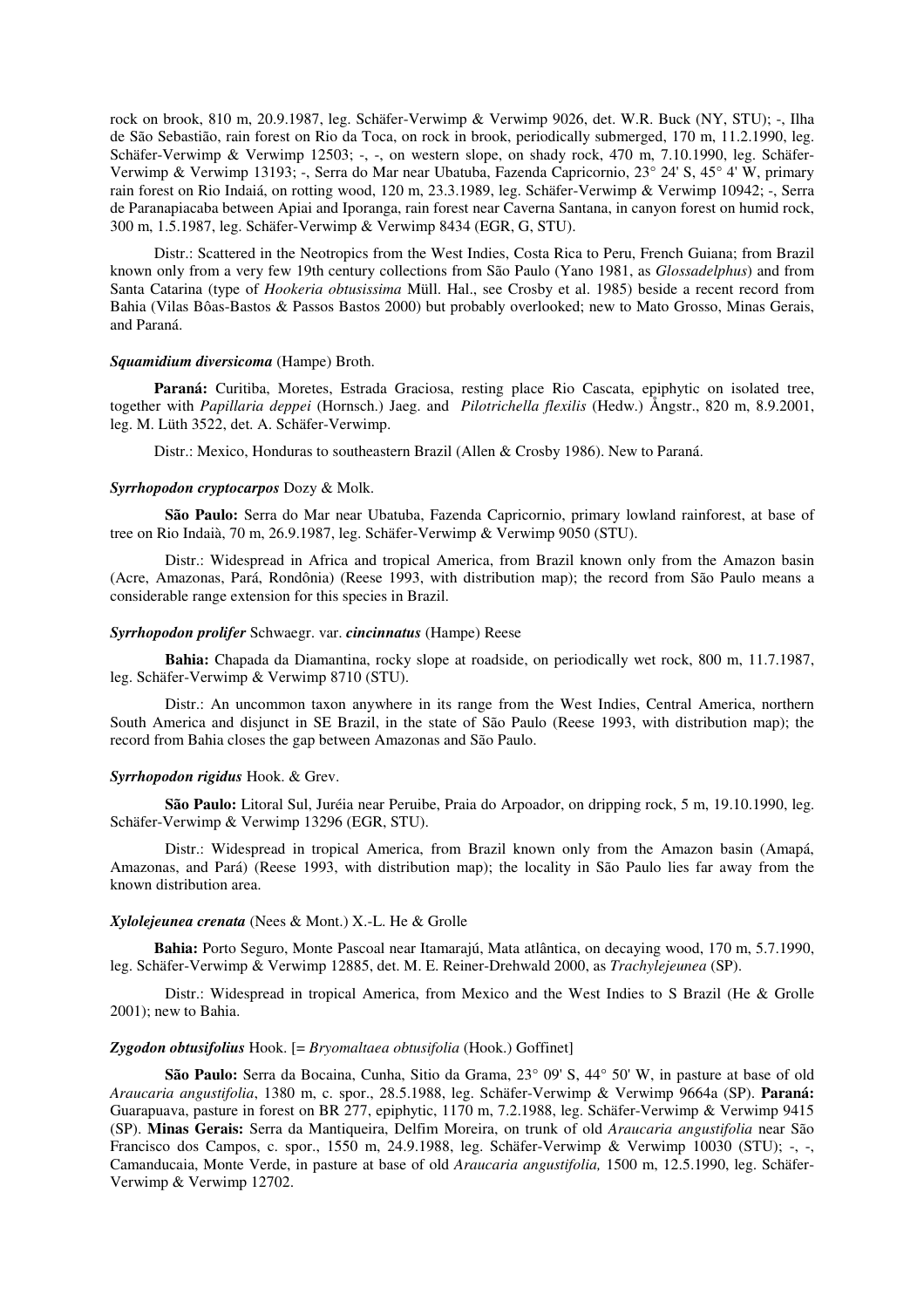rock on brook, 810 m, 20.9.1987, leg. Schäfer-Verwimp & Verwimp 9026, det. W.R. Buck (NY, STU); -, Ilha de São Sebastião, rain forest on Rio da Toca, on rock in brook, periodically submerged, 170 m, 11.2.1990, leg. Schäfer-Verwimp & Verwimp 12503; -, -, on western slope, on shady rock, 470 m, 7.10.1990, leg. Schäfer-Verwimp & Verwimp 13193; -, Serra do Mar near Ubatuba, Fazenda Capricornio, 23° 24' S, 45° 4' W, primary rain forest on Rio Indaiá, on rotting wood, 120 m, 23.3.1989, leg. Schäfer-Verwimp & Verwimp 10942; -, Serra de Paranapiacaba between Apiai and Iporanga, rain forest near Caverna Santana, in canyon forest on humid rock, 300 m, 1.5.1987, leg. Schäfer-Verwimp & Verwimp 8434 (EGR, G, STU).

Distr.: Scattered in the Neotropics from the West Indies, Costa Rica to Peru, French Guiana; from Brazil known only from a very few 19th century collections from São Paulo (Yano 1981, as *Glossadelphus*) and from Santa Catarina (type of *Hookeria obtusissima* Müll. Hal., see Crosby et al. 1985) beside a recent record from Bahia (Vilas Bôas-Bastos & Passos Bastos 2000) but probably overlooked; new to Mato Grosso, Minas Gerais, and Paraná.

***Squamidium diversicoma*** (Hampe) Broth.

**Paraná:** Curitiba, Moretes, Estrada Graciosa, resting place Rio Cascata, epiphytic on isolated tree, together with *Papillaria deppei* (Hornsch.) Jaeg. and *Pilotrichella flexilis* (Hedw.) Ångstr., 820 m, 8.9.2001, leg. M. Lüth 3522, det. A. Schäfer-Verwimp.

Distr.: Mexico, Honduras to southeastern Brazil (Allen & Crosby 1986). New to Paraná.

***Syrrhopodon cryptocarpos*** Dozy & Molk.

**São Paulo:** Serra do Mar near Ubatuba, Fazenda Capricornio, primary lowland rainforest, at base of tree on Rio Indaià, 70 m, 26.9.1987, leg. Schäfer-Verwimp & Verwimp 9050 (STU).

Distr.: Widespread in Africa and tropical America, from Brazil known only from the Amazon basin (Acre, Amazonas, Pará, Rondônia) (Reese 1993, with distribution map); the record from São Paulo means a considerable range extension for this species in Brazil.

***Syrrhopodon prolifer*** Schwaegr. var. ***cincinnatus*** (Hampe) Reese

**Bahia:** Chapada da Diamantina, rocky slope at roadside, on periodically wet rock, 800 m, 11.7.1987, leg. Schäfer-Verwimp & Verwimp 8710 (STU).

Distr.: An uncommon taxon anywhere in its range from the West Indies, Central America, northern South America and disjunct in SE Brazil, in the state of São Paulo (Reese 1993, with distribution map); the record from Bahia closes the gap between Amazonas and São Paulo.

***Syrrhopodon rigidus*** Hook. & Grev.

**São Paulo:** Litoral Sul, Juréia near Peruibe, Praia do Arpoador, on dripping rock, 5 m, 19.10.1990, leg. Schäfer-Verwimp & Verwimp 13296 (EGR, STU).

Distr.: Widespread in tropical America, from Brazil known only from the Amazon basin (Amapá, Amazonas, and Pará) (Reese 1993, with distribution map); the locality in São Paulo lies far away from the known distribution area.

***Xylolejeunea crenata*** (Nees & Mont.) X.-L. He & Grolle

**Bahia:** Porto Seguro, Monte Pascoal near Itamarajú, Mata atlântica, on decaying wood, 170 m, 5.7.1990, leg. Schäfer-Verwimp & Verwimp 12885, det. M. E. Reiner-Drehwald 2000, as *Trachylejeunea* (SP).

Distr.: Widespread in tropical America, from Mexico and the West Indies to S Brazil (He & Grolle 2001); new to Bahia.

***Zygodon obtusifolius*** Hook. [= *Bryomaltaea obtusifolia* (Hook.) Goffinet]

**São Paulo:** Serra da Bocaina, Cunha, Sitio da Grama, 23° 09' S, 44° 50' W, in pasture at base of old *Araucaria angustifolia*, 1380 m, c. spor., 28.5.1988, leg. Schäfer-Verwimp & Verwimp 9664a (SP). **Paraná:** Guarapuava, pasture in forest on BR 277, epiphytic, 1170 m, 7.2.1988, leg. Schäfer-Verwimp & Verwimp 9415 (SP). **Minas Gerais:** Serra da Mantiqueira, Delfim Moreira, on trunk of old *Araucaria angustifolia* near São Francisco dos Campos, c. spor., 1550 m, 24.9.1988, leg. Schäfer-Verwimp & Verwimp 10030 (STU); -, -, Camanducaia, Monte Verde, in pasture at base of old *Araucaria angustifolia,* 1500 m, 12.5.1990, leg. Schäfer-Verwimp & Verwimp 12702.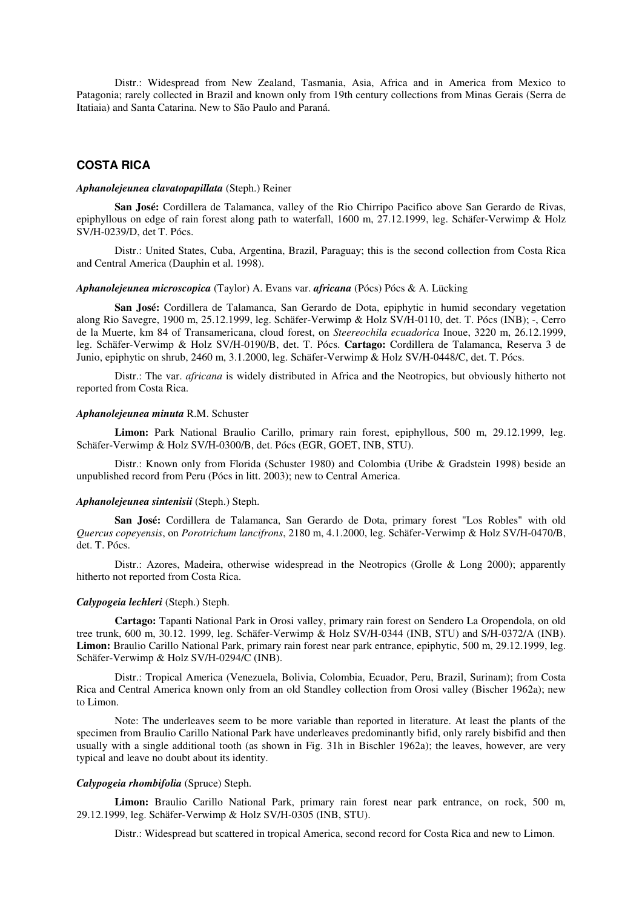Distr.: Widespread from New Zealand, Tasmania, Asia, Africa and in America from Mexico to Patagonia; rarely collected in Brazil and known only from 19th century collections from Minas Gerais (Serra de Itatiaia) and Santa Catarina. New to São Paulo and Paraná.

## COSTA RICA

***Aphanolejeunea clavatopapillata*** **(Steph.) Reiner**

**San José:** Cordillera de Talamanca, valley of the Rio Chirripo Pacifico above San Gerardo de Rivas, epiphyllous on edge of rain forest along path to waterfall, 1600 m, 27.12.1999, leg. Schäfer-Verwimp & Holz SV/H-0239/D, det T. Pócs.

Distr.: United States, Cuba, Argentina, Brazil, Paraguay; this is the second collection from Costa Rica and Central America (Dauphin et al. 1998).

***Aphanolejeunea microscopica*** **(Taylor) A. Evans var. *africana*** **(Pócs) Pócs & A. Lücking**

**San José:** Cordillera de Talamanca, San Gerardo de Dota, epiphytic in humid secondary vegetation along Rio Savegre, 1900 m, 25.12.1999, leg. Schäfer-Verwimp & Holz SV/H-0110, det. T. Pócs (INB); -, Cerro de la Muerte, km 84 of Transamericana, cloud forest, on *Steereochila ecuadorica* Inoue, 3220 m, 26.12.1999, leg. Schäfer-Verwimp & Holz SV/H-0190/B, det. T. Pócs. **Cartago:** Cordillera de Talamanca, Reserva 3 de Junio, epiphytic on shrub, 2460 m, 3.1.2000, leg. Schäfer-Verwimp & Holz SV/H-0448/C, det. T. Pócs.

Distr.: The var. *africana* is widely distributed in Africa and the Neotropics, but obviously hitherto not reported from Costa Rica.

***Aphanolejeunea minuta*** **R.M. Schuster**

**Limon:** Park National Braulio Carillo, primary rain forest, epiphyllous, 500 m, 29.12.1999, leg. Schäfer-Verwimp & Holz SV/H-0300/B, det. Pócs (EGR, GOET, INB, STU).

Distr.: Known only from Florida (Schuster 1980) and Colombia (Uribe & Gradstein 1998) beside an unpublished record from Peru (Pócs in litt. 2003); new to Central America.

***Aphanolejeunea sintenisii*** **(Steph.) Steph.**

**San José:** Cordillera de Talamanca, San Gerardo de Dota, primary forest "Los Robles" with old *Quercus copeyensis*, on *Porotrichum lancifrons*, 2180 m, 4.1.2000, leg. Schäfer-Verwimp & Holz SV/H-0470/B, det. T. Pócs.

Distr.: Azores, Madeira, otherwise widespread in the Neotropics (Grolle & Long 2000); apparently hitherto not reported from Costa Rica.

***Calypogeia lechleri*** **(Steph.) Steph.**

**Cartago:** Tapanti National Park in Orosi valley, primary rain forest on Sendero La Oropendola, on old tree trunk, 600 m, 30.12. 1999, leg. Schäfer-Verwimp & Holz SV/H-0344 (INB, STU) and S/H-0372/A (INB). **Limon:** Braulio Carillo National Park, primary rain forest near park entrance, epiphytic, 500 m, 29.12.1999, leg. Schäfer-Verwimp & Holz SV/H-0294/C (INB).

Distr.: Tropical America (Venezuela, Bolivia, Colombia, Ecuador, Peru, Brazil, Surinam); from Costa Rica and Central America known only from an old Standley collection from Orosi valley (Bischer 1962a); new to Limon.

Note: The underleaves seem to be more variable than reported in literature. At least the plants of the specimen from Braulio Carillo National Park have underleaves predominantly bifid, only rarely bisbifid and then usually with a single additional tooth (as shown in Fig. 31h in Bischler 1962a); the leaves, however, are very typical and leave no doubt about its identity.

***Calypogeia rhombifolia*** **(Spruce) Steph.**

**Limon:** Braulio Carillo National Park, primary rain forest near park entrance, on rock, 500 m, 29.12.1999, leg. Schäfer-Verwimp & Holz SV/H-0305 (INB, STU).

Distr.: Widespread but scattered in tropical America, second record for Costa Rica and new to Limon.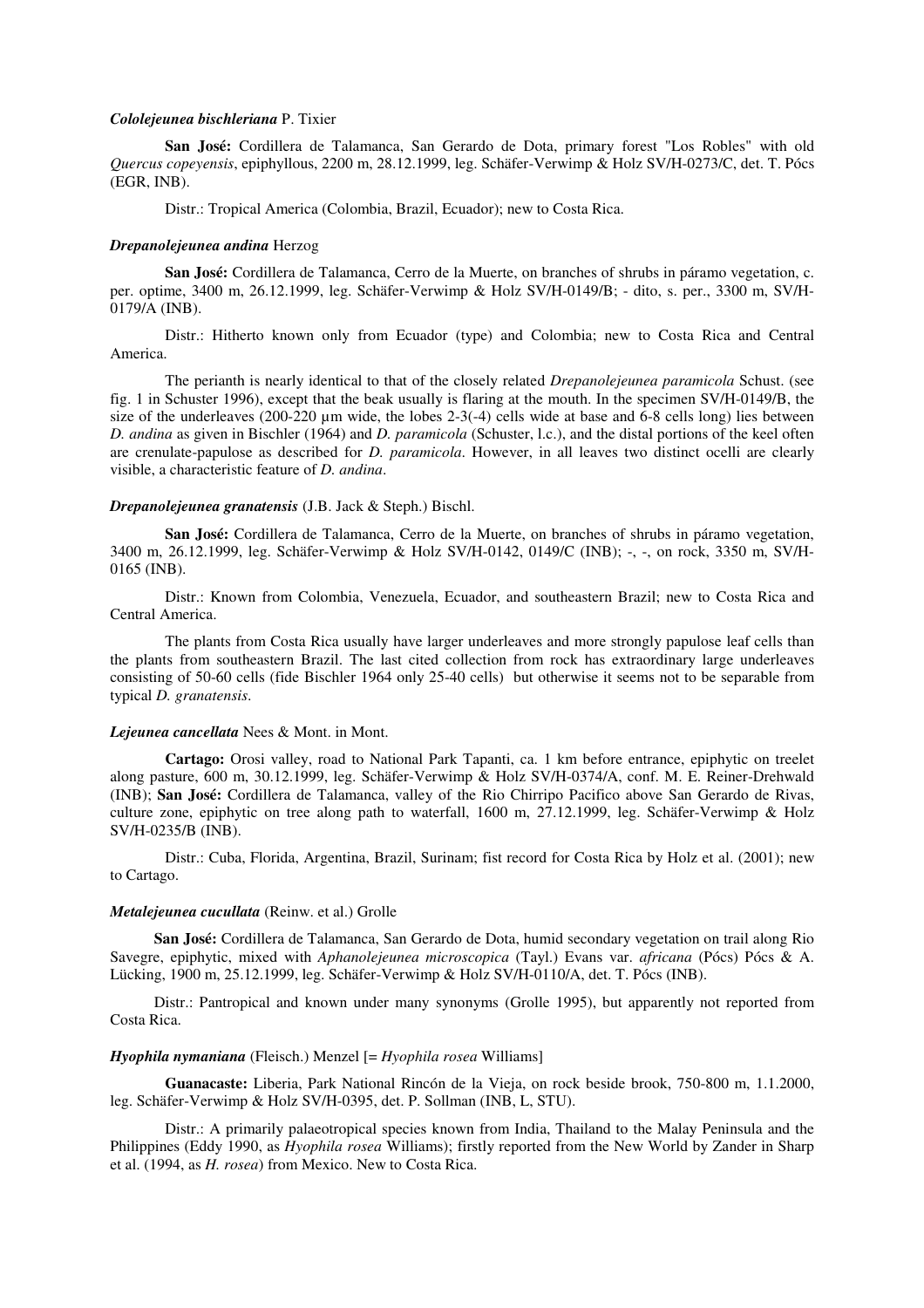***Cololejeunea bischleriana*** P. Tixier

**San José:** Cordillera de Talamanca, San Gerardo de Dota, primary forest "Los Robles" with old *Quercus copeyensis*, epiphyllous, 2200 m, 28.12.1999, leg. Schäfer-Verwimp & Holz SV/H-0273/C, det. T. Pócs (EGR, INB).

Distr.: Tropical America (Colombia, Brazil, Ecuador); new to Costa Rica.

***Drepanolejeunea andina*** Herzog

**San José:** Cordillera de Talamanca, Cerro de la Muerte, on branches of shrubs in páramo vegetation, c. per. optime, 3400 m, 26.12.1999, leg. Schäfer-Verwimp & Holz SV/H-0149/B; - dito, s. per., 3300 m, SV/H-0179/A (INB).

Distr.: Hitherto known only from Ecuador (type) and Colombia; new to Costa Rica and Central America.

The perianth is nearly identical to that of the closely related *Drepanolejeunea paramicola* Schust. (see fig. 1 in Schuster 1996), except that the beak usually is flaring at the mouth. In the specimen SV/H-0149/B, the size of the underleaves (200-220 µm wide, the lobes 2-3(-4) cells wide at base and 6-8 cells long) lies between *D. andina* as given in Bischler (1964) and *D. paramicola* (Schuster, l.c.), and the distal portions of the keel often are crenulate-papulose as described for *D. paramicola*. However, in all leaves two distinct ocelli are clearly visible, a characteristic feature of *D. andina*.

***Drepanolejeunea granatensis*** (J.B. Jack & Steph.) Bischl.

**San José:** Cordillera de Talamanca, Cerro de la Muerte, on branches of shrubs in páramo vegetation, 3400 m, 26.12.1999, leg. Schäfer-Verwimp & Holz SV/H-0142, 0149/C (INB); -, -, on rock, 3350 m, SV/H-0165 (INB).

Distr.: Known from Colombia, Venezuela, Ecuador, and southeastern Brazil; new to Costa Rica and Central America.

The plants from Costa Rica usually have larger underleaves and more strongly papulose leaf cells than the plants from southeastern Brazil. The last cited collection from rock has extraordinary large underleaves consisting of 50-60 cells (fide Bischler 1964 only 25-40 cells) but otherwise it seems not to be separable from typical *D. granatensis*.

***Lejeunea cancellata*** Nees & Mont. in Mont.

**Cartago:** Orosi valley, road to National Park Tapanti, ca. 1 km before entrance, epiphytic on treelet along pasture, 600 m, 30.12.1999, leg. Schäfer-Verwimp & Holz SV/H-0374/A, conf. M. E. Reiner-Drehwald (INB); **San José:** Cordillera de Talamanca, valley of the Rio Chirripo Pacifico above San Gerardo de Rivas, culture zone, epiphytic on tree along path to waterfall, 1600 m, 27.12.1999, leg. Schäfer-Verwimp & Holz SV/H-0235/B (INB).

Distr.: Cuba, Florida, Argentina, Brazil, Surinam; fist record for Costa Rica by Holz et al. (2001); new to Cartago.

***Metalejeunea cucullata*** (Reinw. et al.) Grolle

**San José:** Cordillera de Talamanca, San Gerardo de Dota, humid secondary vegetation on trail along Rio Savegre, epiphytic, mixed with *Aphanolejeunea microscopica* (Tayl.) Evans var. *africana* (Pócs) Pócs & A. Lücking, 1900 m, 25.12.1999, leg. Schäfer-Verwimp & Holz SV/H-0110/A, det. T. Pócs (INB).

Distr.: Pantropical and known under many synonyms (Grolle 1995), but apparently not reported from Costa Rica.

***Hyophila nymaniana*** (Fleisch.) Menzel [= *Hyophila rosea* Williams]

**Guanacaste:** Liberia, Park National Rincón de la Vieja, on rock beside brook, 750-800 m, 1.1.2000, leg. Schäfer-Verwimp & Holz SV/H-0395, det. P. Sollman (INB, L, STU).

Distr.: A primarily palaeotropical species known from India, Thailand to the Malay Peninsula and the Philippines (Eddy 1990, as *Hyophila rosea* Williams); firstly reported from the New World by Zander in Sharp et al. (1994, as *H. rosea*) from Mexico. New to Costa Rica.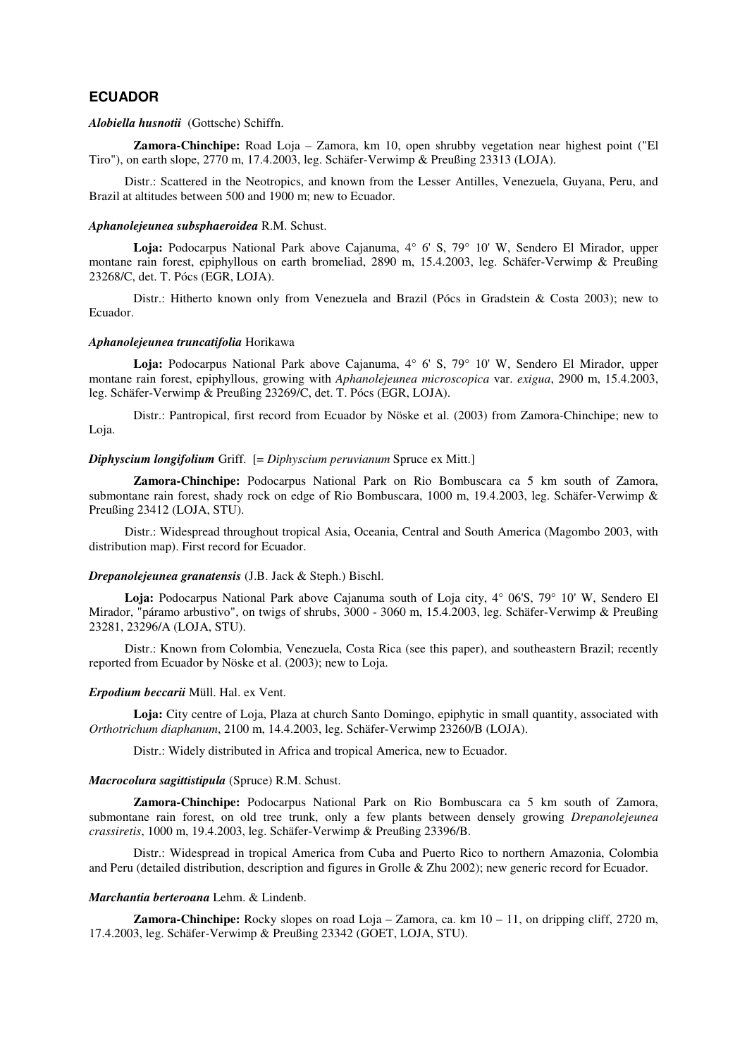## ECUADOR

***Alobiella husnotii*** (Gottsche) Schiffn.

**Zamora-Chinchipe:** Road Loja – Zamora, km 10, open shrubby vegetation near highest point ("El Tiro"), on earth slope, 2770 m, 17.4.2003, leg. Schäfer-Verwimp & Preußing 23313 (LOJA).

Distr.: Scattered in the Neotropics, and known from the Lesser Antilles, Venezuela, Guyana, Peru, and Brazil at altitudes between 500 and 1900 m; new to Ecuador.

***Aphanolejeunea subsphaeroidea*** R.M. Schust.

**Loja:** Podocarpus National Park above Cajanuma, 4° 6' S, 79° 10' W, Sendero El Mirador, upper montane rain forest, epiphyllous on earth bromeliad, 2890 m, 15.4.2003, leg. Schäfer-Verwimp & Preußing 23268/C, det. T. Pócs (EGR, LOJA).

Distr.: Hitherto known only from Venezuela and Brazil (Pócs in Gradstein & Costa 2003); new to Ecuador.

***Aphanolejeunea truncatifolia*** Horikawa

**Loja:** Podocarpus National Park above Cajanuma, 4° 6' S, 79° 10' W, Sendero El Mirador, upper montane rain forest, epiphyllous, growing with *Aphanolejeunea microscopica* var. *exigua*, 2900 m, 15.4.2003, leg. Schäfer-Verwimp & Preußing 23269/C, det. T. Pócs (EGR, LOJA).

Distr.: Pantropical, first record from Ecuador by Nöske et al. (2003) from Zamora-Chinchipe; new to Loja.

***Diphyscium longifolium*** Griff. [= *Diphyscium peruvianum* Spruce ex Mitt.]

**Zamora-Chinchipe:** Podocarpus National Park on Rio Bombuscara ca 5 km south of Zamora, submontane rain forest, shady rock on edge of Rio Bombuscara, 1000 m, 19.4.2003, leg. Schäfer-Verwimp & Preußing 23412 (LOJA, STU).

Distr.: Widespread throughout tropical Asia, Oceania, Central and South America (Magombo 2003, with distribution map). First record for Ecuador.

***Drepanolejeunea granatensis*** (J.B. Jack & Steph.) Bischl.

**Loja:** Podocarpus National Park above Cajanuma south of Loja city, 4° 06'S, 79° 10' W, Sendero El Mirador, "páramo arbustivo", on twigs of shrubs, 3000 - 3060 m, 15.4.2003, leg. Schäfer-Verwimp & Preußing 23281, 23296/A (LOJA, STU).

Distr.: Known from Colombia, Venezuela, Costa Rica (see this paper), and southeastern Brazil; recently reported from Ecuador by Nöske et al. (2003); new to Loja.

***Erpodium beccarii*** Müll. Hal. ex Vent.

**Loja:** City centre of Loja, Plaza at church Santo Domingo, epiphytic in small quantity, associated with *Orthotrichum diaphanum*, 2100 m, 14.4.2003, leg. Schäfer-Verwimp 23260/B (LOJA).

Distr.: Widely distributed in Africa and tropical America, new to Ecuador.

***Macrocolura sagittistipula*** (Spruce) R.M. Schust.

**Zamora-Chinchipe:** Podocarpus National Park on Rio Bombuscara ca 5 km south of Zamora, submontane rain forest, on old tree trunk, only a few plants between densely growing *Drepanolejeunea crassiretis*, 1000 m, 19.4.2003, leg. Schäfer-Verwimp & Preußing 23396/B.

Distr.: Widespread in tropical America from Cuba and Puerto Rico to northern Amazonia, Colombia and Peru (detailed distribution, description and figures in Grolle & Zhu 2002); new generic record for Ecuador.

***Marchantia berteroana*** Lehm. & Lindenb.

**Zamora-Chinchipe:** Rocky slopes on road Loja – Zamora, ca. km 10 – 11, on dripping cliff, 2720 m, 17.4.2003, leg. Schäfer-Verwimp & Preußing 23342 (GOET, LOJA, STU).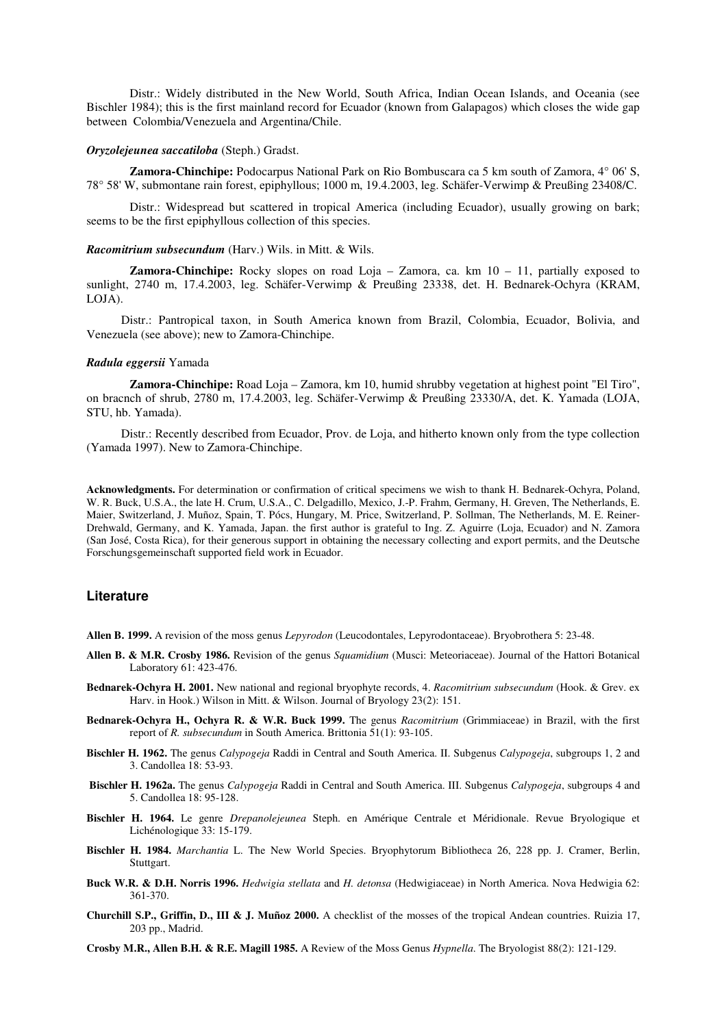Distr.: Widely distributed in the New World, South Africa, Indian Ocean Islands, and Oceania (see Bischler 1984); this is the first mainland record for Ecuador (known from Galapagos) which closes the wide gap between Colombia/Venezuela and Argentina/Chile.

***Oryzolejeunea saccatiloba*** (Steph.) Gradst.

**Zamora-Chinchipe:** Podocarpus National Park on Rio Bombuscara ca 5 km south of Zamora, 4° 06' S, 78° 58' W, submontane rain forest, epiphyllous; 1000 m, 19.4.2003, leg. Schäfer-Verwimp & Preußing 23408/C.

Distr.: Widespread but scattered in tropical America (including Ecuador), usually growing on bark; seems to be the first epiphyllous collection of this species.

***Racomitrium subsecundum*** (Harv.) Wils. in Mitt. & Wils.

**Zamora-Chinchipe:** Rocky slopes on road Loja – Zamora, ca. km 10 – 11, partially exposed to sunlight, 2740 m, 17.4.2003, leg. Schäfer-Verwimp & Preußing 23338, det. H. Bednarek-Ochyra (KRAM, LOJA).

Distr.: Pantropical taxon, in South America known from Brazil, Colombia, Ecuador, Bolivia, and Venezuela (see above); new to Zamora-Chinchipe.

***Radula eggersii*** Yamada

**Zamora-Chinchipe:** Road Loja – Zamora, km 10, humid shrubby vegetation at highest point "El Tiro", on bracnch of shrub, 2780 m, 17.4.2003, leg. Schäfer-Verwimp & Preußing 23330/A, det. K. Yamada (LOJA, STU, hb. Yamada).

Distr.: Recently described from Ecuador, Prov. de Loja, and hitherto known only from the type collection (Yamada 1997). New to Zamora-Chinchipe.

**Acknowledgments.** For determination or confirmation of critical specimens we wish to thank H. Bednarek-Ochyra, Poland, W. R. Buck, U.S.A., the late H. Crum, U.S.A., C. Delgadillo, Mexico, J.-P. Frahm, Germany, H. Greven, The Netherlands, E. Maier, Switzerland, J. Muñoz, Spain, T. Pócs, Hungary, M. Price, Switzerland, P. Sollman, The Netherlands, M. E. Reiner-Drehwald, Germany, and K. Yamada, Japan. the first author is grateful to Ing. Z. Aguirre (Loja, Ecuador) and N. Zamora (San José, Costa Rica), for their generous support in obtaining the necessary collecting and export permits, and the Deutsche Forschungsgemeinschaft supported field work in Ecuador.

## Literature

**Allen B. 1999.** A revision of the moss genus *Lepyrodon* (Leucodontales, Lepyrodontaceae). Bryobrothera 5: 23-48.

**Allen B. & M.R. Crosby 1986.** Revision of the genus *Squamidium* (Musci: Meteoriaceae). Journal of the Hattori Botanical Laboratory 61: 423-476.

**Bednarek-Ochyra H. 2001.** New national and regional bryophyte records, 4. *Racomitrium subsecundum* (Hook. & Grev. ex Harv. in Hook.) Wilson in Mitt. & Wilson. Journal of Bryology 23(2): 151.

**Bednarek-Ochyra H., Ochyra R. & W.R. Buck 1999.** The genus *Racomitrium* (Grimmiaceae) in Brazil, with the first report of *R. subsecundum* in South America. Brittonia 51(1): 93-105.

**Bischler H. 1962.** The genus *Calypogeja* Raddi in Central and South America. II. Subgenus *Calypogeja*, subgroups 1, 2 and 3. Candollea 18: 53-93.

**Bischler H. 1962a.** The genus *Calypogeja* Raddi in Central and South America. III. Subgenus *Calypogeja*, subgroups 4 and 5. Candollea 18: 95-128.

**Bischler H. 1964.** Le genre *Drepanolejeunea* Steph. en Amérique Centrale et Méridionale. Revue Bryologique et Lichénologique 33: 15-179.

**Bischler H. 1984.** *Marchantia* L. The New World Species. Bryophytorum Bibliotheca 26, 228 pp. J. Cramer, Berlin, Stuttgart.

**Buck W.R. & D.H. Norris 1996.** *Hedwigia stellata* and *H. detonsa* (Hedwigiaceae) in North America. Nova Hedwigia 62: 361-370.

**Churchill S.P., Griffin, D., III & J. Muñoz 2000.** A checklist of the mosses of the tropical Andean countries. Ruizia 17, 203 pp., Madrid.

**Crosby M.R., Allen B.H. & R.E. Magill 1985.** A Review of the Moss Genus *Hypnella*. The Bryologist 88(2): 121-129.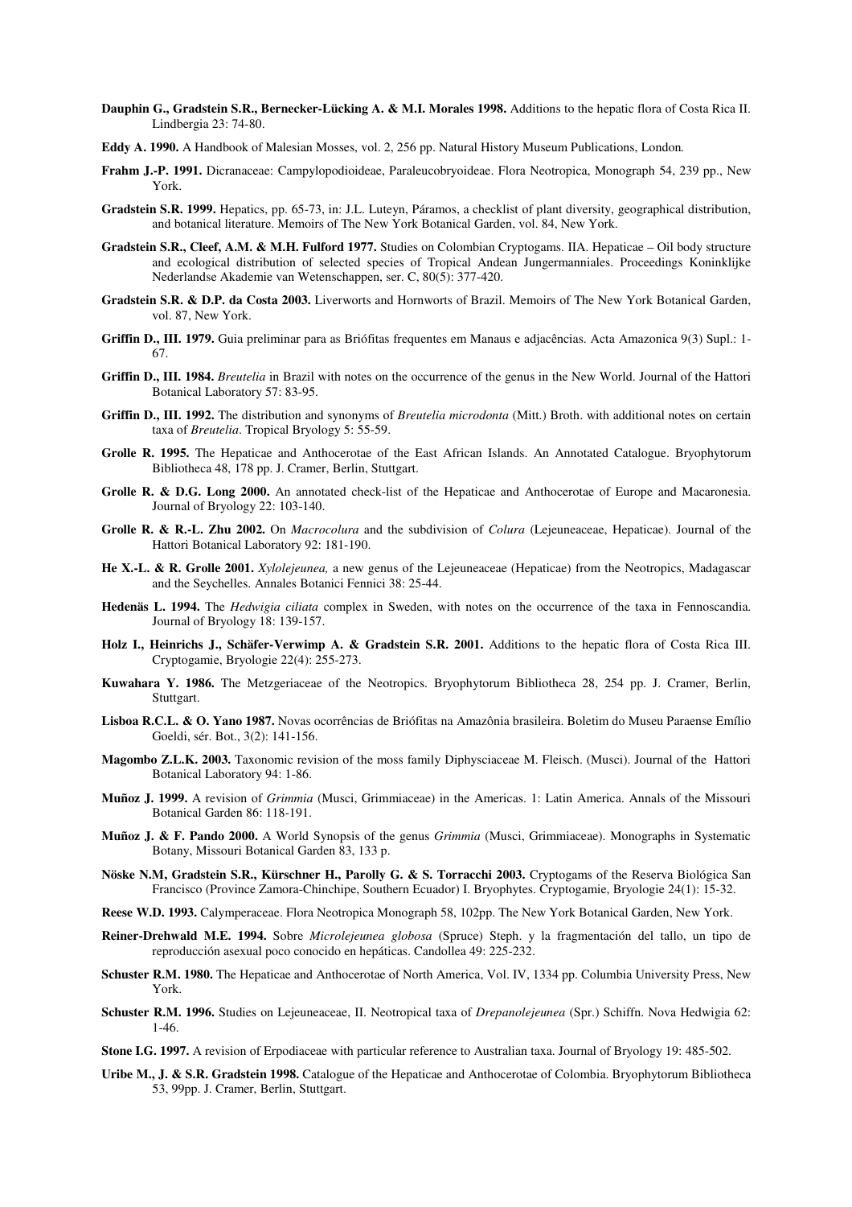**Dauphin G., Gradstein S.R., Bernecker-Lücking A. & M.I. Morales 1998.** Additions to the hepatic flora of Costa Rica II. Lindbergia 23: 74-80.

**Eddy A. 1990.** A Handbook of Malesian Mosses, vol. 2, 256 pp. Natural History Museum Publications, London.

**Frahm J.-P. 1991.** Dicranaceae: Campylopodioideae, Paraleucobryoideae. Flora Neotropica, Monograph 54, 239 pp., New York.

**Gradstein S.R. 1999.** Hepatics, pp. 65-73, in: J.L. Luteyn, Páramos, a checklist of plant diversity, geographical distribution, and botanical literature. Memoirs of The New York Botanical Garden, vol. 84, New York.

**Gradstein S.R., Cleef, A.M. & M.H. Fulford 1977.** Studies on Colombian Cryptogams. IIA. Hepaticae – Oil body structure and ecological distribution of selected species of Tropical Andean Jungermanniales. Proceedings Koninklijke Nederlandse Akademie van Wetenschappen, ser. C, 80(5): 377-420.

**Gradstein S.R. & D.P. da Costa 2003.** Liverworts and Hornworts of Brazil. Memoirs of The New York Botanical Garden, vol. 87, New York.

**Griffin D., III. 1979.** Guia preliminar para as Briófitas frequentes em Manaus e adjacências. Acta Amazonica 9(3) Supl.: 1-67.

**Griffin D., III. 1984.** *Breutelia* in Brazil with notes on the occurrence of the genus in the New World. Journal of the Hattori Botanical Laboratory 57: 83-95.

**Griffin D., III. 1992.** The distribution and synonyms of *Breutelia microdonta* (Mitt.) Broth. with additional notes on certain taxa of *Breutelia*. Tropical Bryology 5: 55-59.

**Grolle R. 1995.** The Hepaticae and Anthocerotae of the East African Islands. An Annotated Catalogue. Bryophytorum Bibliotheca 48, 178 pp. J. Cramer, Berlin, Stuttgart.

**Grolle R. & D.G. Long 2000.** An annotated check-list of the Hepaticae and Anthocerotae of Europe and Macaronesia. Journal of Bryology 22: 103-140.

**Grolle R. & R.-L. Zhu 2002.** On *Macrocolura* and the subdivision of *Colura* (Lejeuneaceae, Hepaticae). Journal of the Hattori Botanical Laboratory 92: 181-190.

**He X.-L. & R. Grolle 2001.** *Xylolejeunea,* a new genus of the Lejeuneaceae (Hepaticae) from the Neotropics, Madagascar and the Seychelles. Annales Botanici Fennici 38: 25-44.

**Hedenäs L. 1994.** The *Hedwigia ciliata* complex in Sweden, with notes on the occurrence of the taxa in Fennoscandia. Journal of Bryology 18: 139-157.

**Holz I., Heinrichs J., Schäfer-Verwimp A. & Gradstein S.R. 2001.** Additions to the hepatic flora of Costa Rica III. Cryptogamie, Bryologie 22(4): 255-273.

**Kuwahara Y. 1986.** The Metzgeriaceae of the Neotropics. Bryophytorum Bibliotheca 28, 254 pp. J. Cramer, Berlin, Stuttgart.

**Lisboa R.C.L. & O. Yano 1987.** Novas ocorrências de Briófitas na Amazônia brasileira. Boletim do Museu Paraense Emílio Goeldi, sér. Bot., 3(2): 141-156.

**Magombo Z.L.K. 2003.** Taxonomic revision of the moss family Diphysciaceae M. Fleisch. (Musci). Journal of the Hattori Botanical Laboratory 94: 1-86.

**Muñoz J. 1999.** A revision of *Grimmia* (Musci, Grimmiaceae) in the Americas. 1: Latin America. Annals of the Missouri Botanical Garden 86: 118-191.

**Muñoz J. & F. Pando 2000.** A World Synopsis of the genus *Grimmia* (Musci, Grimmiaceae). Monographs in Systematic Botany, Missouri Botanical Garden 83, 133 p.

**Nöske N.M, Gradstein S.R., Kürschner H., Parolly G. & S. Torracchi 2003.** Cryptogams of the Reserva Biológica San Francisco (Province Zamora-Chinchipe, Southern Ecuador) I. Bryophytes. Cryptogamie, Bryologie 24(1): 15-32.

**Reese W.D. 1993.** Calymperaceae. Flora Neotropica Monograph 58, 102pp. The New York Botanical Garden, New York.

**Reiner-Drehwald M.E. 1994.** Sobre *Microlejeunea globosa* (Spruce) Steph. y la fragmentación del tallo, un tipo de reproducción asexual poco conocido en hepáticas. Candollea 49: 225-232.

**Schuster R.M. 1980.** The Hepaticae and Anthocerotae of North America, Vol. IV, 1334 pp. Columbia University Press, New York.

**Schuster R.M. 1996.** Studies on Lejeuneaceae, II. Neotropical taxa of *Drepanolejeunea* (Spr.) Schiffn. Nova Hedwigia 62: 1-46.

**Stone I.G. 1997.** A revision of Erpodiaceae with particular reference to Australian taxa. Journal of Bryology 19: 485-502.

**Uribe M., J. & S.R. Gradstein 1998.** Catalogue of the Hepaticae and Anthocerotae of Colombia. Bryophytorum Bibliotheca 53, 99pp. J. Cramer, Berlin, Stuttgart.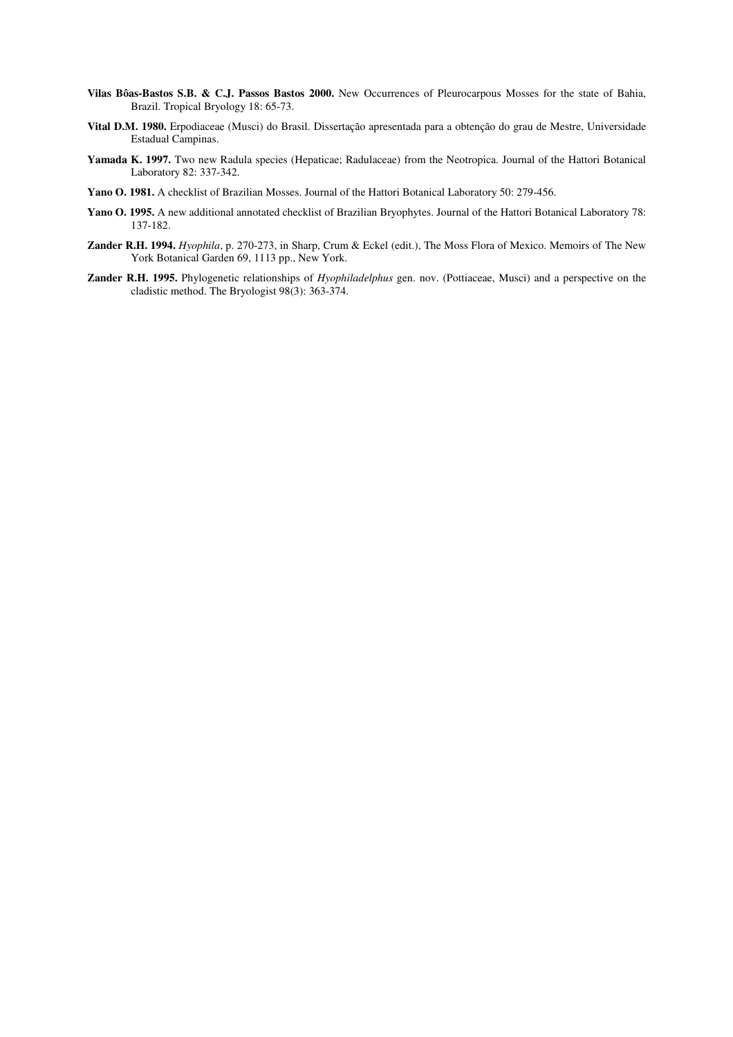**Vilas Bôas-Bastos S.B. & C.J. Passos Bastos 2000.** New Occurrences of Pleurocarpous Mosses for the state of Bahia, Brazil. Tropical Bryology 18: 65-73.

**Vital D.M. 1980.** Erpodiaceae (Musci) do Brasil. Dissertação apresentada para a obtenção do grau de Mestre, Universidade Estadual Campinas.

**Yamada K. 1997.** Two new Radula species (Hepaticae; Radulaceae) from the Neotropica. Journal of the Hattori Botanical Laboratory 82: 337-342.

**Yano O. 1981.** A checklist of Brazilian Mosses. Journal of the Hattori Botanical Laboratory 50: 279-456.

**Yano O. 1995.** A new additional annotated checklist of Brazilian Bryophytes. Journal of the Hattori Botanical Laboratory 78: 137-182.

**Zander R.H. 1994.** *Hyophila*, p. 270-273, in Sharp, Crum & Eckel (edit.), The Moss Flora of Mexico. Memoirs of The New York Botanical Garden 69, 1113 pp., New York.

**Zander R.H. 1995.** Phylogenetic relationships of *Hyophiladelphus* gen. nov. (Pottiaceae, Musci) and a perspective on the cladistic method. The Bryologist 98(3): 363-374.